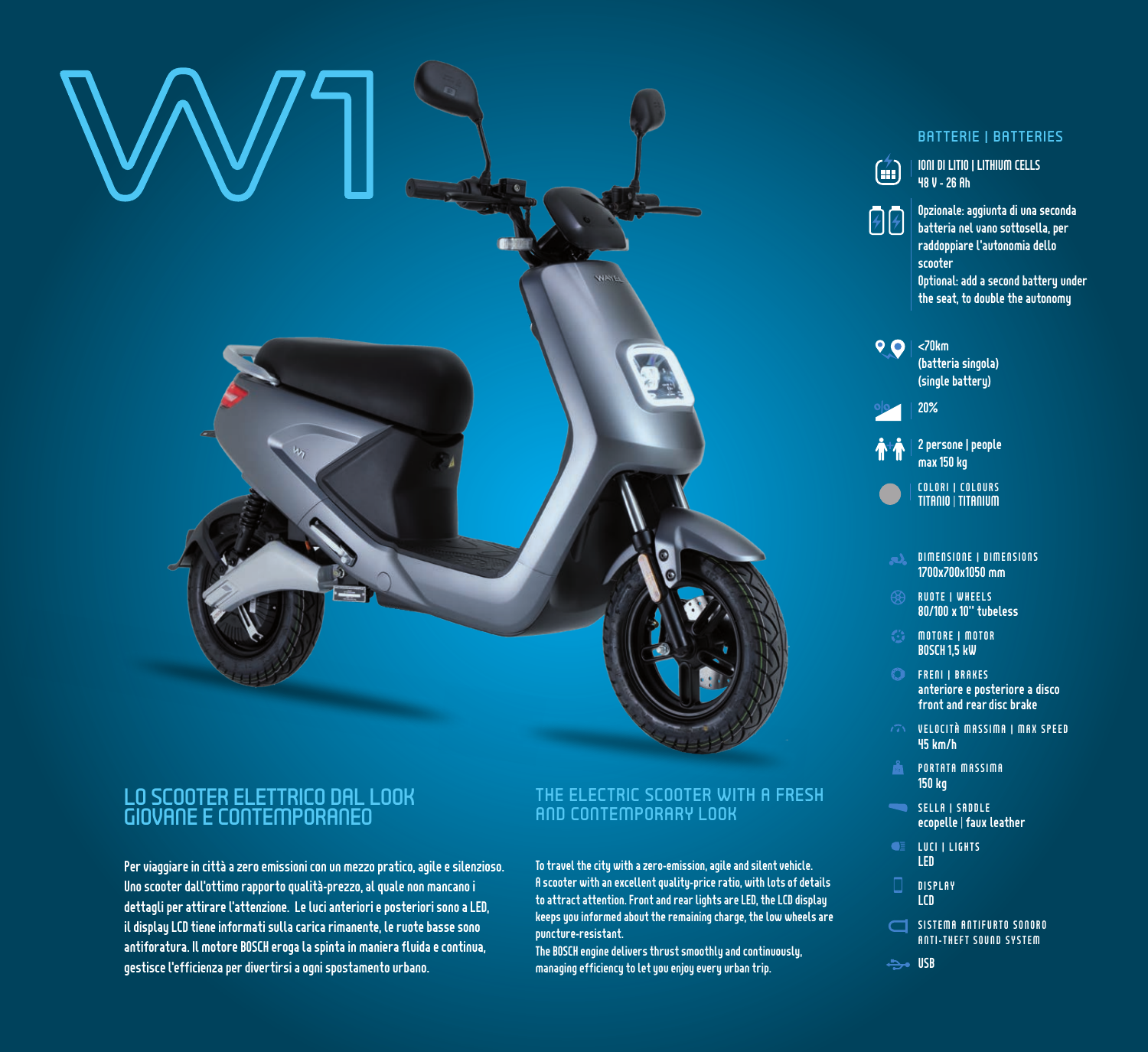# W1

## BATTERIE | BATTERIES

IONI DI LITIO | LITHIUM CELLS
48 V - 26 Ah

Opzionale: aggiunta di una seconda batteria nel vano sottosella, per raddoppiare l'autonomia dello scooter
Optional: add a second battery under the seat, to double the autonomy

<70km
(batteria singola)
(single battery)

20%

2 persone | people
max 150 kg

COLORI | COLOURS
TITANIO | TITANIUM

DIMENSIONE | DIMENSIONS
1700x700x1050 mm

RUOTE | WHEELS
80/100 x 10" tubeless

MOTORE | MOTOR
BOSCH 1,5 kW

FRENI | BRAKES
anteriore e posteriore a disco
front and rear disc brake

VELOCITÀ MASSIMA | MAX SPEED
45 km/h

PORTATA MASSIMA
150 kg

SELLA | SADDLE
ecopelle | faux leather

LUCI | LIGHTS
LED

DISPLAY
LCD

SISTEMA ANTIFURTO SONORO
ANTI-THEFT SOUND SYSTEM

USB

## LO SCOOTER ELETTRICO DAL LOOK GIOVANE E CONTEMPORANEO

Per viaggiare in città a zero emissioni con un mezzo pratico, agile e silenzioso. Uno scooter dall'ottimo rapporto qualità-prezzo, al quale non mancano i dettagli per attirare l'attenzione. Le luci anteriori e posteriori sono a LED, il display LCD tiene informati sulla carica rimanente, le ruote basse sono antiforatura. Il motore BOSCH eroga la spinta in maniera fluida e continua, gestisce l'efficienza per divertirsi a ogni spostamento urbano.

## THE ELECTRIC SCOOTER WITH A FRESH AND CONTEMPORARY LOOK

To travel the city with a zero-emission, agile and silent vehicle. A scooter with an excellent quality-price ratio, with lots of details to attract attention. Front and rear lights are LED, the LCD display keeps you informed about the remaining charge, the low wheels are puncture-resistant.
The BOSCH engine delivers thrust smoothly and continuously, managing efficiency to let you enjoy every urban trip.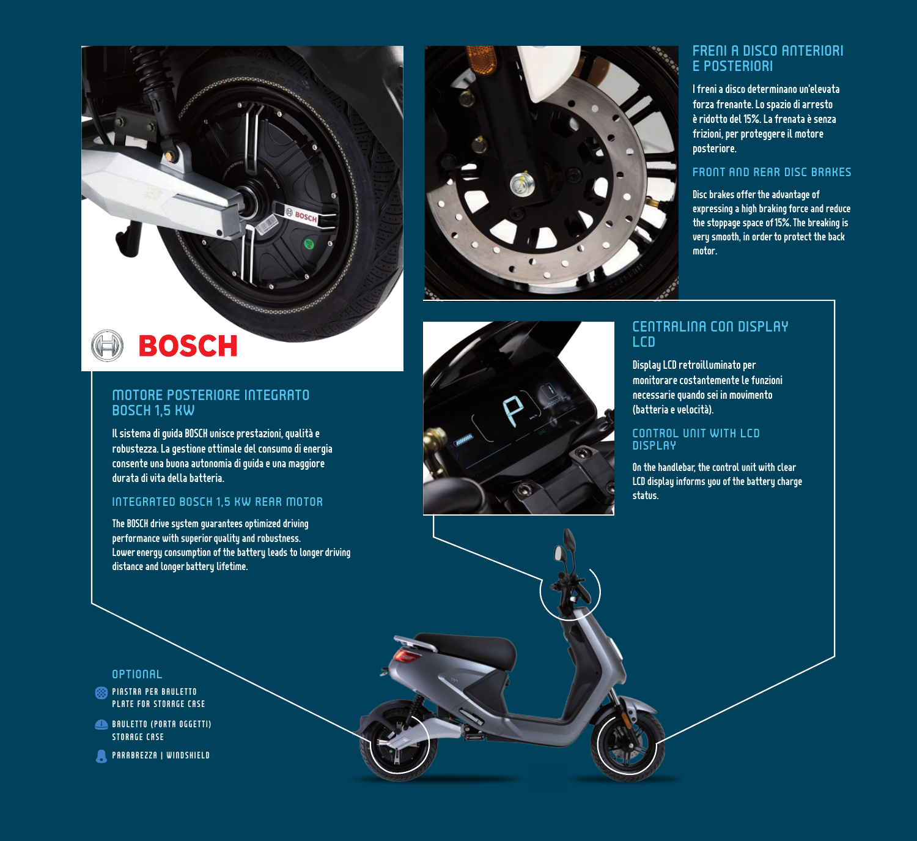BOSCH

## MOTORE POSTERIORE INTEGRATO BOSCH 1,5 KW

Il sistema di guida BOSCH unisce prestazioni, qualità e robustezza. La gestione ottimale del consumo di energia consente una buona autonomia di guida e una maggiore durata di vita della batteria.

## INTEGRATED BOSCH 1,5 KW REAR MOTOR

The BOSCH drive system guarantees optimized driving performance with superior quality and robustness.
Lower energy consumption of the battery leads to longer driving distance and longer battery lifetime.

## FRENI A DISCO ANTERIORI E POSTERIORI

I freni a disco determinano un'elevata forza frenante. Lo spazio di arresto è ridotto del 15%. La frenata è senza frizioni, per proteggere il motore posteriore.

## FRONT AND REAR DISC BRAKES

Disc brakes offer the advantage of expressing a high braking force and reduce the stoppage space of 15%. The breaking is very smooth, in order to protect the back motor.

## CENTRALINA CON DISPLAY LCD

Display LCD retroilluminato per monitorare costantemente le funzioni necessarie quando sei in movimento (batteria e velocità).

## CONTROL UNIT WITH LCD DISPLAY

On the handlebar, the control unit with clear LCD display informs you of the battery charge status.

## OPTIONAL

- PIASTRA PER BAULETTO
  PLATE FOR STORAGE CASE
- BAULETTO (PORTA OGGETTI)
  STORAGE CASE
- PARABREZZA | WINDSHIELD